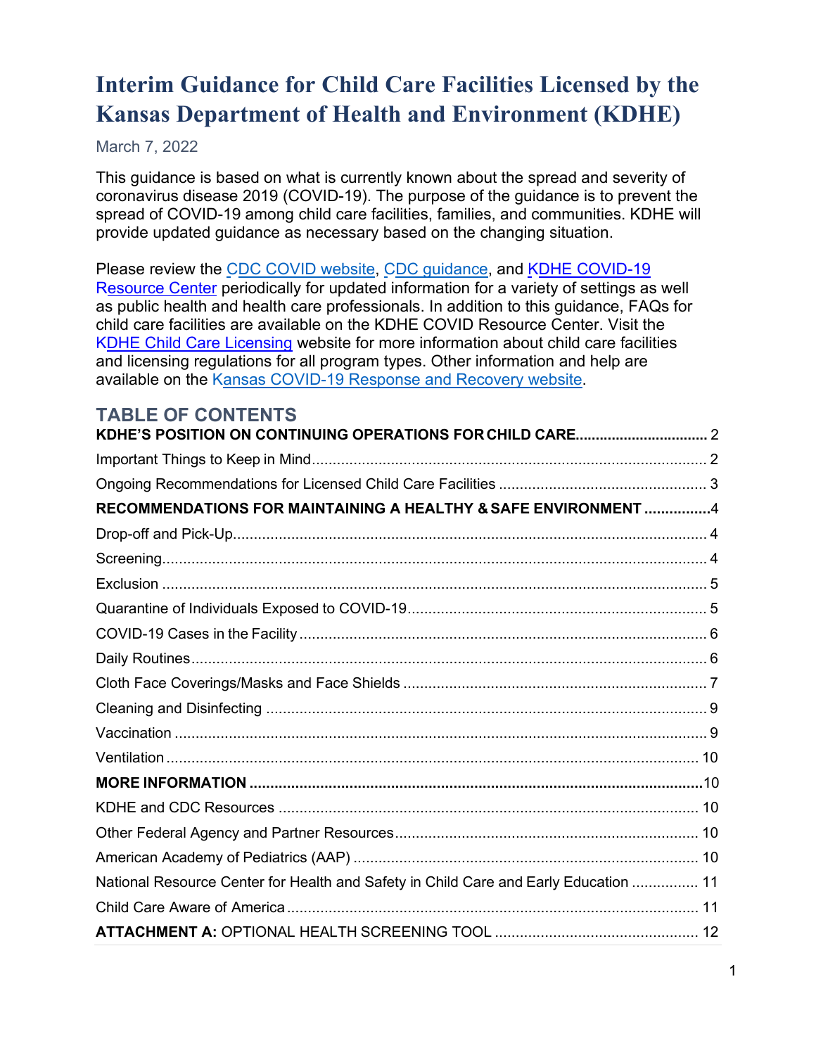# Interim Guidance for Child Care Facilities Licensed by the Kansas Department of Health and Environment (KDHE)

March 7, 2022

This guidance is based on what is currently known about the spread and severity of coronavirus disease 2019 (COVID-19). The purpose of the guidance is to prevent the spread of COVID-19 among child care facilities, families, and communities. KDHE will provide updated guidance as necessary based on the changing situation.

Please review the CDC COVID website, CDC guidance, and KDHE COVID-19 Resource Center periodically for updated information for a variety of settings as well as public health and health care professionals. In addition to this guidance, FAQs for child care facilities are available on the KDHE COVID Resource Center. Visit the KDHE Child Care Licensing website for more information about child care facilities and licensing regulations for all program types. Other information and help are available on the Kansas COVID-19 Response and Recovery website.

## TABLE OF CONTENTS

**KDHE'S POSITION ON CONTINUING OPERATIONS FOR CHILD CARE** .......... 2

Important Things to Keep in Mind .......... 2

Ongoing Recommendations for Licensed Child Care Facilities .......... 3

**RECOMMENDATIONS FOR MAINTAINING A HEALTHY & SAFE ENVIRONMENT** .......... 4

Drop-off and Pick-Up .......... 4

Screening .......... 4

Exclusion .......... 5

Quarantine of Individuals Exposed to COVID-19 .......... 5

COVID-19 Cases in the Facility .......... 6

Daily Routines .......... 6

Cloth Face Coverings/Masks and Face Shields .......... 7

Cleaning and Disinfecting .......... 9

Vaccination .......... 9

Ventilation .......... 10

**MORE INFORMATION** .......... 10

KDHE and CDC Resources .......... 10

Other Federal Agency and Partner Resources .......... 10

American Academy of Pediatrics (AAP) .......... 10

National Resource Center for Health and Safety in Child Care and Early Education .......... 11

Child Care Aware of America .......... 11

**ATTACHMENT A:** OPTIONAL HEALTH SCREENING TOOL .......... 12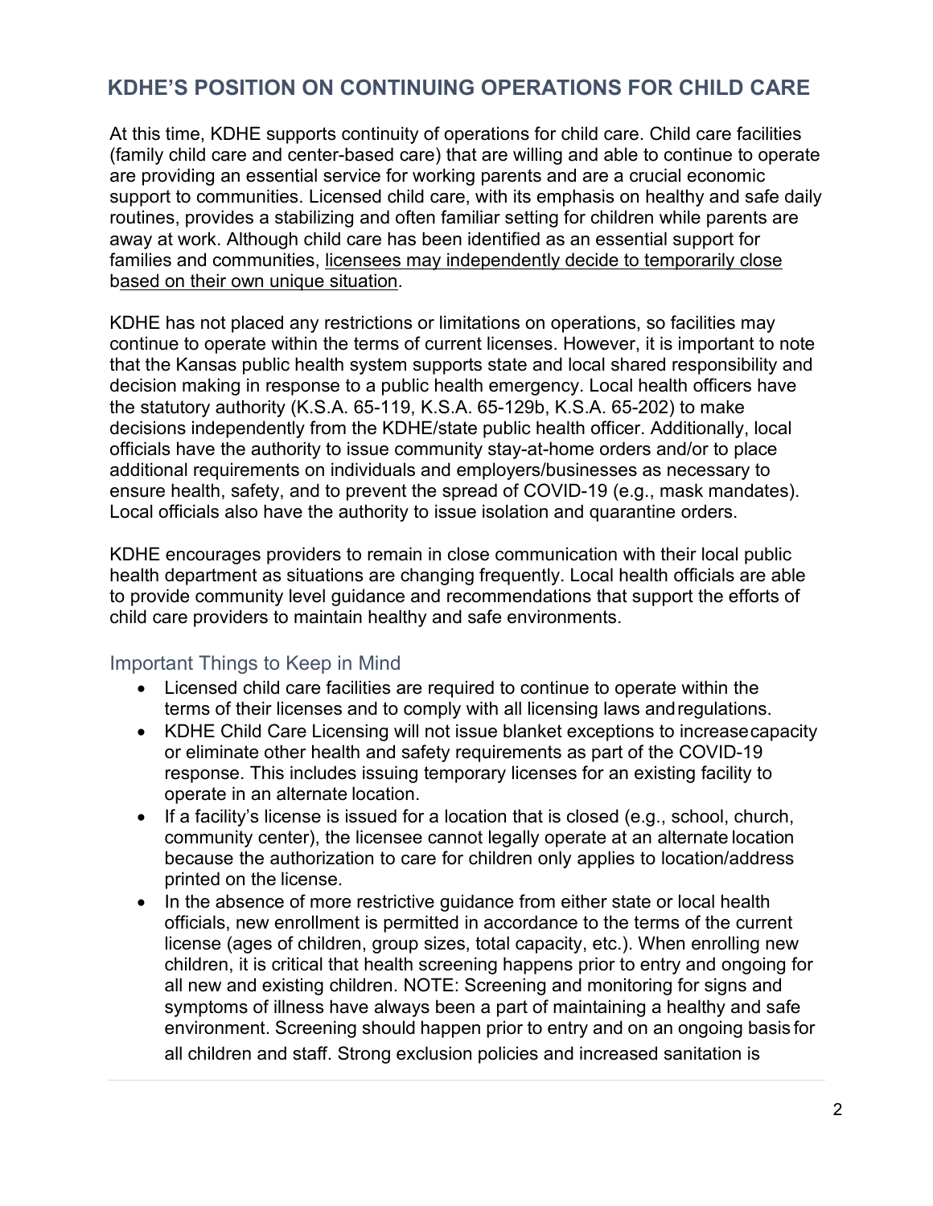## KDHE'S POSITION ON CONTINUING OPERATIONS FOR CHILD CARE

At this time, KDHE supports continuity of operations for child care. Child care facilities (family child care and center-based care) that are willing and able to continue to operate are providing an essential service for working parents and are a crucial economic support to communities. Licensed child care, with its emphasis on healthy and safe daily routines, provides a stabilizing and often familiar setting for children while parents are away at work. Although child care has been identified as an essential support for families and communities, licensees may independently decide to temporarily close based on their own unique situation.

KDHE has not placed any restrictions or limitations on operations, so facilities may continue to operate within the terms of current licenses. However, it is important to note that the Kansas public health system supports state and local shared responsibility and decision making in response to a public health emergency. Local health officers have the statutory authority (K.S.A. 65-119, K.S.A. 65-129b, K.S.A. 65-202) to make decisions independently from the KDHE/state public health officer. Additionally, local officials have the authority to issue community stay-at-home orders and/or to place additional requirements on individuals and employers/businesses as necessary to ensure health, safety, and to prevent the spread of COVID-19 (e.g., mask mandates). Local officials also have the authority to issue isolation and quarantine orders.

KDHE encourages providers to remain in close communication with their local public health department as situations are changing frequently. Local health officials are able to provide community level guidance and recommendations that support the efforts of child care providers to maintain healthy and safe environments.

### Important Things to Keep in Mind

- Licensed child care facilities are required to continue to operate within the terms of their licenses and to comply with all licensing laws and regulations.
- KDHE Child Care Licensing will not issue blanket exceptions to increase capacity or eliminate other health and safety requirements as part of the COVID-19 response. This includes issuing temporary licenses for an existing facility to operate in an alternate location.
- If a facility's license is issued for a location that is closed (e.g., school, church, community center), the licensee cannot legally operate at an alternate location because the authorization to care for children only applies to location/address printed on the license.
- In the absence of more restrictive guidance from either state or local health officials, new enrollment is permitted in accordance to the terms of the current license (ages of children, group sizes, total capacity, etc.). When enrolling new children, it is critical that health screening happens prior to entry and ongoing for all new and existing children. NOTE: Screening and monitoring for signs and symptoms of illness have always been a part of maintaining a healthy and safe environment. Screening should happen prior to entry and on an ongoing basis for all children and staff. Strong exclusion policies and increased sanitation is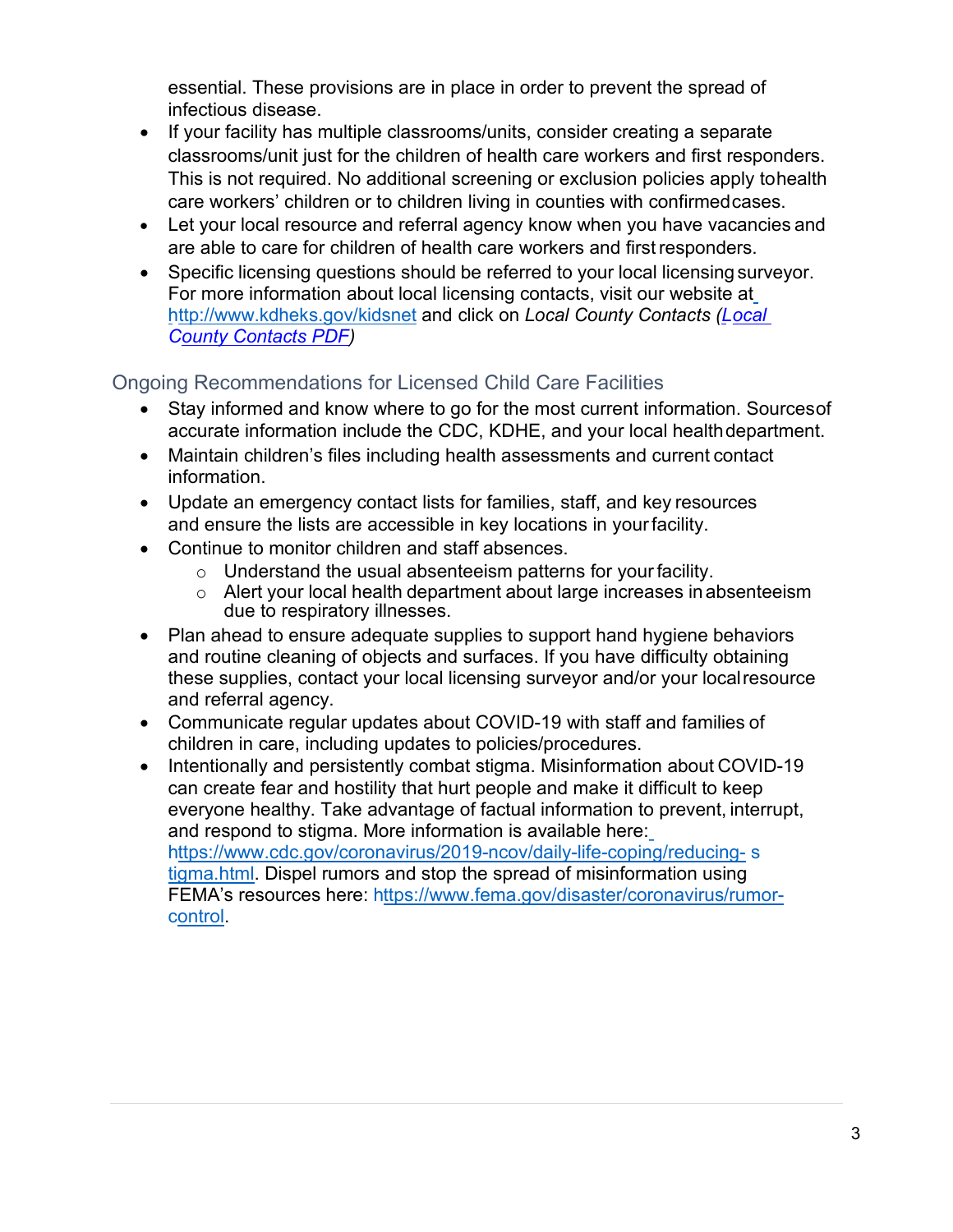essential. These provisions are in place in order to prevent the spread of infectious disease.

- If your facility has multiple classrooms/units, consider creating a separate classrooms/unit just for the children of health care workers and first responders. This is not required. No additional screening or exclusion policies apply to health care workers' children or to children living in counties with confirmed cases.
- Let your local resource and referral agency know when you have vacancies and are able to care for children of health care workers and first responders.
- Specific licensing questions should be referred to your local licensing surveyor. For more information about local licensing contacts, visit our website at http://www.kdheks.gov/kidsnet and click on *Local County Contacts (Local County Contacts PDF)*

## Ongoing Recommendations for Licensed Child Care Facilities

- Stay informed and know where to go for the most current information. Sources of accurate information include the CDC, KDHE, and your local health department.
- Maintain children's files including health assessments and current contact information.
- Update an emergency contact lists for families, staff, and key resources and ensure the lists are accessible in key locations in your facility.
- Continue to monitor children and staff absences.
  - Understand the usual absenteeism patterns for your facility.
  - Alert your local health department about large increases in absenteeism due to respiratory illnesses.
- Plan ahead to ensure adequate supplies to support hand hygiene behaviors and routine cleaning of objects and surfaces. If you have difficulty obtaining these supplies, contact your local licensing surveyor and/or your local resource and referral agency.
- Communicate regular updates about COVID-19 with staff and families of children in care, including updates to policies/procedures.
- Intentionally and persistently combat stigma. Misinformation about COVID-19 can create fear and hostility that hurt people and make it difficult to keep everyone healthy. Take advantage of factual information to prevent, interrupt, and respond to stigma. More information is available here: https://www.cdc.gov/coronavirus/2019-ncov/daily-life-coping/reducing-stigma.html. Dispel rumors and stop the spread of misinformation using FEMA's resources here: https://www.fema.gov/disaster/coronavirus/rumor-control.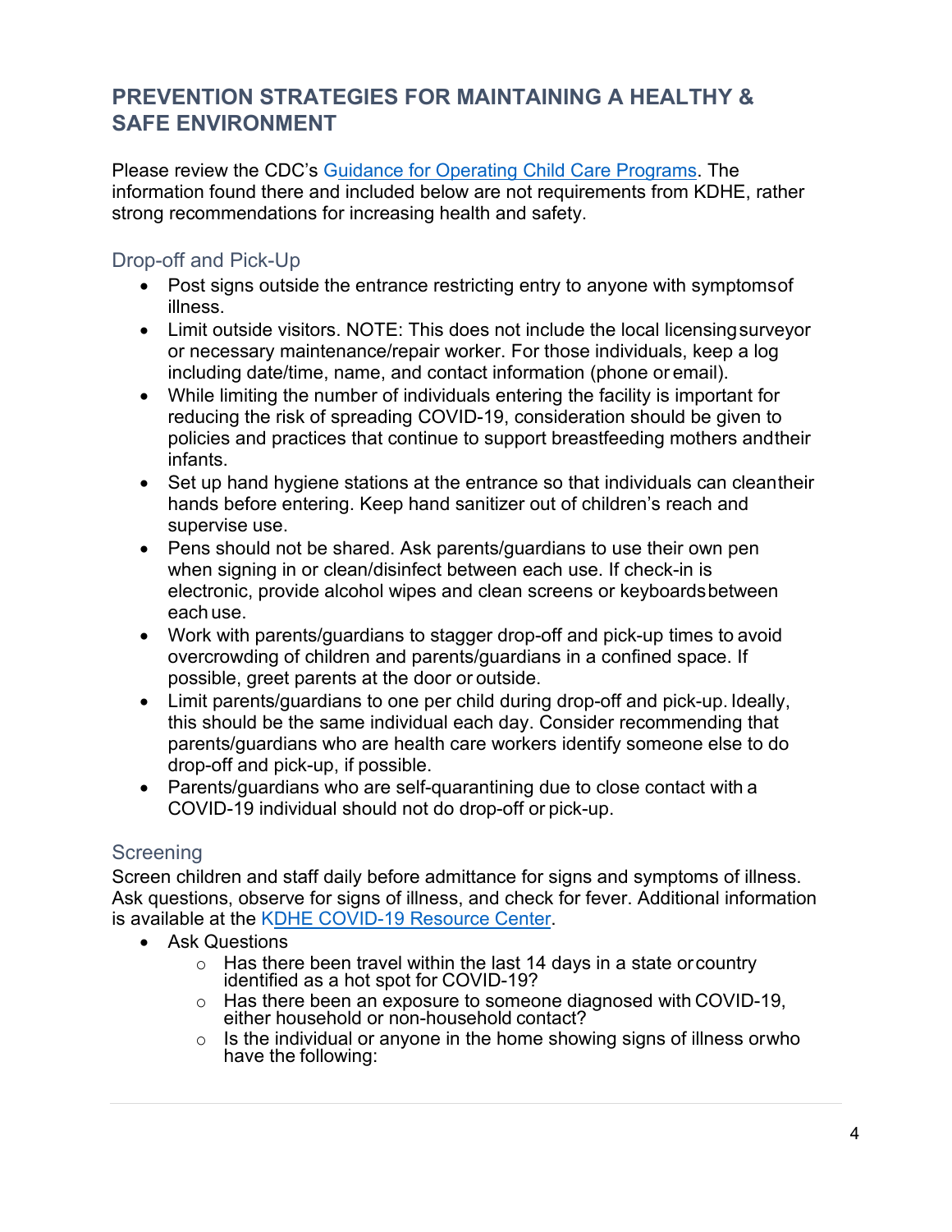## PREVENTION STRATEGIES FOR MAINTAINING A HEALTHY & SAFE ENVIRONMENT

Please review the CDC's [Guidance for Operating Child Care Programs](). The information found there and included below are not requirements from KDHE, rather strong recommendations for increasing health and safety.

### Drop-off and Pick-Up

- Post signs outside the entrance restricting entry to anyone with symptoms of illness.
- Limit outside visitors. NOTE: This does not include the local licensing surveyor or necessary maintenance/repair worker. For those individuals, keep a log including date/time, name, and contact information (phone or email).
- While limiting the number of individuals entering the facility is important for reducing the risk of spreading COVID-19, consideration should be given to policies and practices that continue to support breastfeeding mothers and their infants.
- Set up hand hygiene stations at the entrance so that individuals can clean their hands before entering. Keep hand sanitizer out of children's reach and supervise use.
- Pens should not be shared. Ask parents/guardians to use their own pen when signing in or clean/disinfect between each use. If check-in is electronic, provide alcohol wipes and clean screens or keyboards between each use.
- Work with parents/guardians to stagger drop-off and pick-up times to avoid overcrowding of children and parents/guardians in a confined space. If possible, greet parents at the door or outside.
- Limit parents/guardians to one per child during drop-off and pick-up. Ideally, this should be the same individual each day. Consider recommending that parents/guardians who are health care workers identify someone else to do drop-off and pick-up, if possible.
- Parents/guardians who are self-quarantining due to close contact with a COVID-19 individual should not do drop-off or pick-up.

### Screening

Screen children and staff daily before admittance for signs and symptoms of illness. Ask questions, observe for signs of illness, and check for fever. Additional information is available at the [KDHE COVID-19 Resource Center]().

- Ask Questions
  - Has there been travel within the last 14 days in a state or country identified as a hot spot for COVID-19?
  - Has there been an exposure to someone diagnosed with COVID-19, either household or non-household contact?
  - Is the individual or anyone in the home showing signs of illness or who have the following: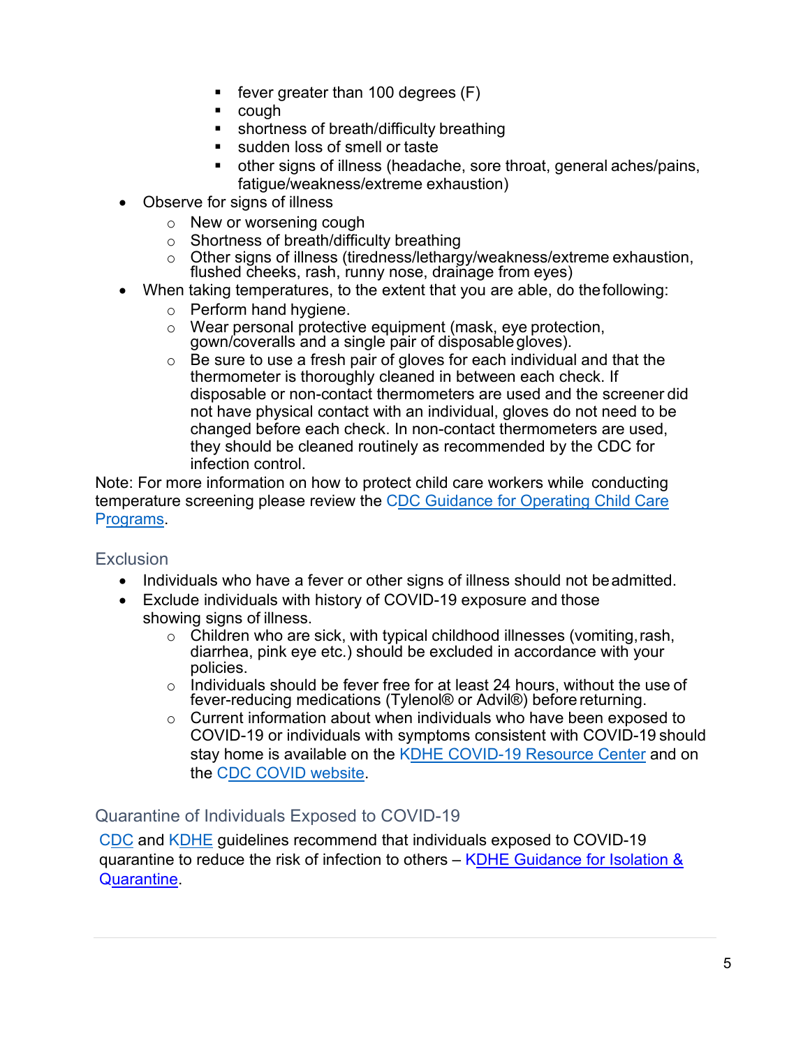- fever greater than 100 degrees (F)
    - cough
    - shortness of breath/difficulty breathing
    - sudden loss of smell or taste
    - other signs of illness (headache, sore throat, general aches/pains, fatigue/weakness/extreme exhaustion)
- Observe for signs of illness
  - New or worsening cough
  - Shortness of breath/difficulty breathing
  - Other signs of illness (tiredness/lethargy/weakness/extreme exhaustion, flushed cheeks, rash, runny nose, drainage from eyes)
- When taking temperatures, to the extent that you are able, do the following:
  - Perform hand hygiene.
  - Wear personal protective equipment (mask, eye protection, gown/coveralls and a single pair of disposable gloves).
  - Be sure to use a fresh pair of gloves for each individual and that the thermometer is thoroughly cleaned in between each check. If disposable or non-contact thermometers are used and the screener did not have physical contact with an individual, gloves do not need to be changed before each check. In non-contact thermometers are used, they should be cleaned routinely as recommended by the CDC for infection control.

Note: For more information on how to protect child care workers while conducting temperature screening please review the [CDC Guidance for Operating Child Care Programs](https://www.cdc.gov).

## Exclusion

- Individuals who have a fever or other signs of illness should not be admitted.
- Exclude individuals with history of COVID-19 exposure and those showing signs of illness.
  - Children who are sick, with typical childhood illnesses (vomiting, rash, diarrhea, pink eye etc.) should be excluded in accordance with your policies.
  - Individuals should be fever free for at least 24 hours, without the use of fever-reducing medications (Tylenol® or Advil®) before returning.
  - Current information about when individuals who have been exposed to COVID-19 or individuals with symptoms consistent with COVID-19 should stay home is available on the KDHE COVID-19 Resource Center and on the CDC COVID website.

## Quarantine of Individuals Exposed to COVID-19

CDC and KDHE guidelines recommend that individuals exposed to COVID-19 quarantine to reduce the risk of infection to others – KDHE Guidance for Isolation & Quarantine.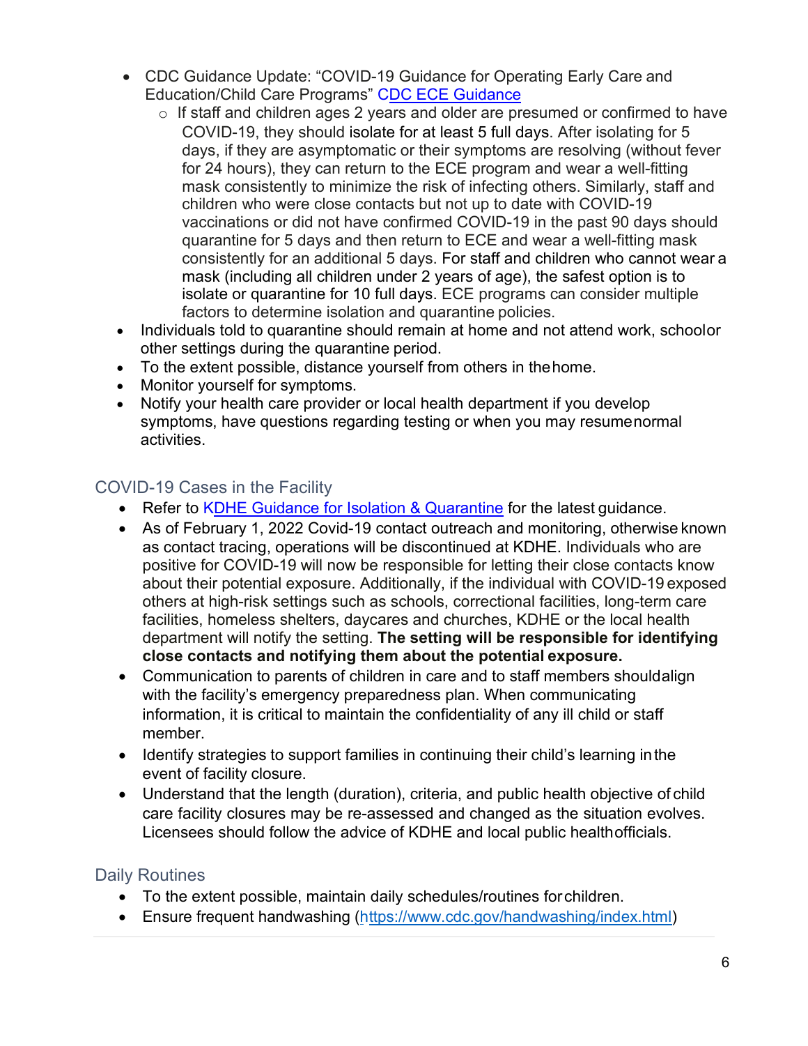- CDC Guidance Update: “COVID-19 Guidance for Operating Early Care and Education/Child Care Programs” [CDC ECE Guidance]
  - If staff and children ages 2 years and older are presumed or confirmed to have COVID-19, they should isolate for at least 5 full days. After isolating for 5 days, if they are asymptomatic or their symptoms are resolving (without fever for 24 hours), they can return to the ECE program and wear a well-fitting mask consistently to minimize the risk of infecting others. Similarly, staff and children who were close contacts but not up to date with COVID-19 vaccinations or did not have confirmed COVID-19 in the past 90 days should quarantine for 5 days and then return to ECE and wear a well-fitting mask consistently for an additional 5 days. For staff and children who cannot wear a mask (including all children under 2 years of age), the safest option is to isolate or quarantine for 10 full days. ECE programs can consider multiple factors to determine isolation and quarantine policies.
- Individuals told to quarantine should remain at home and not attend work, school or other settings during the quarantine period.
- To the extent possible, distance yourself from others in the home.
- Monitor yourself for symptoms.
- Notify your health care provider or local health department if you develop symptoms, have questions regarding testing or when you may resume normal activities.

## COVID-19 Cases in the Facility

- Refer to [KDHE Guidance for Isolation & Quarantine] for the latest guidance.
- As of February 1, 2022 Covid-19 contact outreach and monitoring, otherwise known as contact tracing, operations will be discontinued at KDHE. Individuals who are positive for COVID-19 will now be responsible for letting their close contacts know about their potential exposure. Additionally, if the individual with COVID-19 exposed others at high-risk settings such as schools, correctional facilities, long-term care facilities, homeless shelters, daycares and churches, KDHE or the local health department will notify the setting. **The setting will be responsible for identifying close contacts and notifying them about the potential exposure.**
- Communication to parents of children in care and to staff members should align with the facility’s emergency preparedness plan. When communicating information, it is critical to maintain the confidentiality of any ill child or staff member.
- Identify strategies to support families in continuing their child’s learning in the event of facility closure.
- Understand that the length (duration), criteria, and public health objective of child care facility closures may be re-assessed and changed as the situation evolves. Licensees should follow the advice of KDHE and local public health officials.

## Daily Routines

- To the extent possible, maintain daily schedules/routines for children.
- Ensure frequent handwashing (https://www.cdc.gov/handwashing/index.html)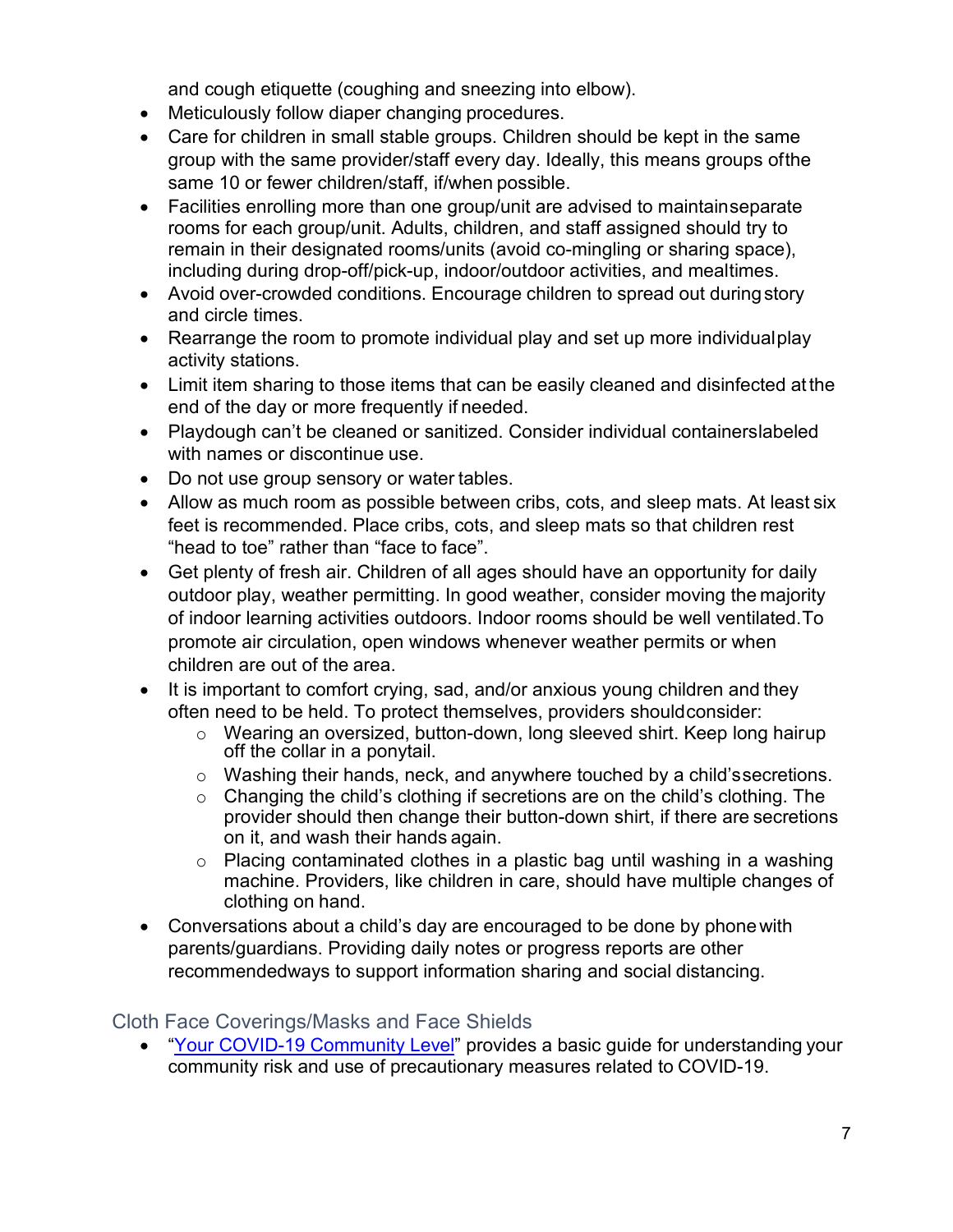and cough etiquette (coughing and sneezing into elbow).

- Meticulously follow diaper changing procedures.
- Care for children in small stable groups. Children should be kept in the same group with the same provider/staff every day. Ideally, this means groups of the same 10 or fewer children/staff, if/when possible.
- Facilities enrolling more than one group/unit are advised to maintain separate rooms for each group/unit. Adults, children, and staff assigned should try to remain in their designated rooms/units (avoid co-mingling or sharing space), including during drop-off/pick-up, indoor/outdoor activities, and mealtimes.
- Avoid over-crowded conditions. Encourage children to spread out during story and circle times.
- Rearrange the room to promote individual play and set up more individual play activity stations.
- Limit item sharing to those items that can be easily cleaned and disinfected at the end of the day or more frequently if needed.
- Playdough can't be cleaned or sanitized. Consider individual containers labeled with names or discontinue use.
- Do not use group sensory or water tables.
- Allow as much room as possible between cribs, cots, and sleep mats. At least six feet is recommended. Place cribs, cots, and sleep mats so that children rest "head to toe" rather than "face to face".
- Get plenty of fresh air. Children of all ages should have an opportunity for daily outdoor play, weather permitting. In good weather, consider moving the majority of indoor learning activities outdoors. Indoor rooms should be well ventilated. To promote air circulation, open windows whenever weather permits or when children are out of the area.
- It is important to comfort crying, sad, and/or anxious young children and they often need to be held. To protect themselves, providers should consider:
  - Wearing an oversized, button-down, long sleeved shirt. Keep long hair up off the collar in a ponytail.
  - Washing their hands, neck, and anywhere touched by a child's secretions.
  - Changing the child's clothing if secretions are on the child's clothing. The provider should then change their button-down shirt, if there are secretions on it, and wash their hands again.
  - Placing contaminated clothes in a plastic bag until washing in a washing machine. Providers, like children in care, should have multiple changes of clothing on hand.
- Conversations about a child's day are encouraged to be done by phone with parents/guardians. Providing daily notes or progress reports are other recommended ways to support information sharing and social distancing.

## Cloth Face Coverings/Masks and Face Shields

- "Your COVID-19 Community Level" provides a basic guide for understanding your community risk and use of precautionary measures related to COVID-19.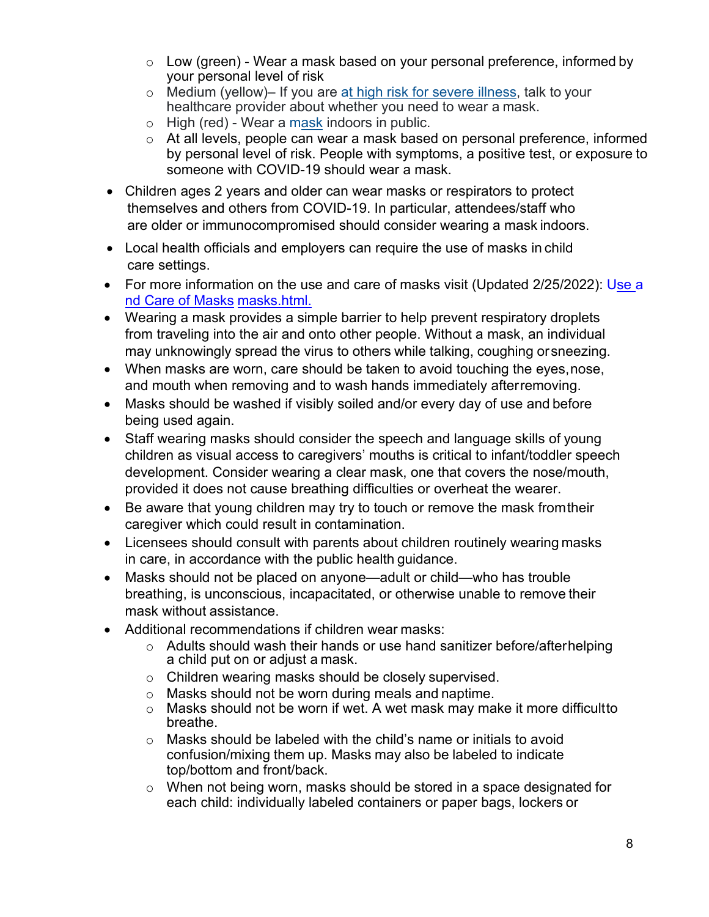- Low (green) - Wear a mask based on your personal preference, informed by your personal level of risk
  - Medium (yellow)– If you are [at high risk for severe illness](), talk to your healthcare provider about whether you need to wear a mask.
  - High (red) - Wear a [mask]() indoors in public.
  - At all levels, people can wear a mask based on personal preference, informed by personal level of risk. People with symptoms, a positive test, or exposure to someone with COVID-19 should wear a mask.
- Children ages 2 years and older can wear masks or respirators to protect themselves and others from COVID-19. In particular, attendees/staff who are older or immunocompromised should consider wearing a mask indoors.
- Local health officials and employers can require the use of masks in child care settings.
- For more information on the use and care of masks visit (Updated 2/25/2022): [Use and Care of Masks]() [masks.html.]()
- Wearing a mask provides a simple barrier to help prevent respiratory droplets from traveling into the air and onto other people. Without a mask, an individual may unknowingly spread the virus to others while talking, coughing or sneezing.
- When masks are worn, care should be taken to avoid touching the eyes, nose, and mouth when removing and to wash hands immediately after removing.
- Masks should be washed if visibly soiled and/or every day of use and before being used again.
- Staff wearing masks should consider the speech and language skills of young children as visual access to caregivers' mouths is critical to infant/toddler speech development. Consider wearing a clear mask, one that covers the nose/mouth, provided it does not cause breathing difficulties or overheat the wearer.
- Be aware that young children may try to touch or remove the mask from their caregiver which could result in contamination.
- Licensees should consult with parents about children routinely wearing masks in care, in accordance with the public health guidance.
- Masks should not be placed on anyone—adult or child—who has trouble breathing, is unconscious, incapacitated, or otherwise unable to remove their mask without assistance.
- Additional recommendations if children wear masks:
  - Adults should wash their hands or use hand sanitizer before/after helping a child put on or adjust a mask.
  - Children wearing masks should be closely supervised.
  - Masks should not be worn during meals and naptime.
  - Masks should not be worn if wet. A wet mask may make it more difficult to breathe.
  - Masks should be labeled with the child's name or initials to avoid confusion/mixing them up. Masks may also be labeled to indicate top/bottom and front/back.
  - When not being worn, masks should be stored in a space designated for each child: individually labeled containers or paper bags, lockers or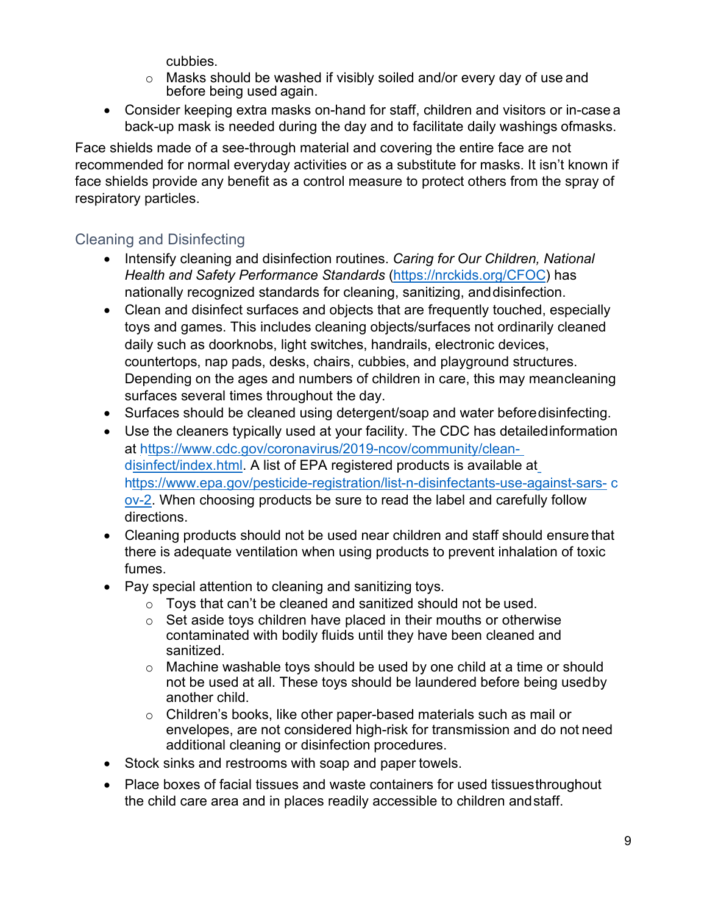cubbies.
    - Masks should be washed if visibly soiled and/or every day of use and before being used again.
- Consider keeping extra masks on-hand for staff, children and visitors or in-case a back-up mask is needed during the day and to facilitate daily washings of masks.

Face shields made of a see-through material and covering the entire face are not recommended for normal everyday activities or as a substitute for masks. It isn't known if face shields provide any benefit as a control measure to protect others from the spray of respiratory particles.

## Cleaning and Disinfecting

- Intensify cleaning and disinfection routines. *Caring for Our Children, National Health and Safety Performance Standards* (https://nrckids.org/CFOC) has nationally recognized standards for cleaning, sanitizing, and disinfection.
- Clean and disinfect surfaces and objects that are frequently touched, especially toys and games. This includes cleaning objects/surfaces not ordinarily cleaned daily such as doorknobs, light switches, handrails, electronic devices, countertops, nap pads, desks, chairs, cubbies, and playground structures. Depending on the ages and numbers of children in care, this may mean cleaning surfaces several times throughout the day.
- Surfaces should be cleaned using detergent/soap and water before disinfecting.
- Use the cleaners typically used at your facility. The CDC has detailed information at https://www.cdc.gov/coronavirus/2019-ncov/community/clean-disinfect/index.html. A list of EPA registered products is available at https://www.epa.gov/pesticide-registration/list-n-disinfectants-use-against-sars-cov-2. When choosing products be sure to read the label and carefully follow directions.
- Cleaning products should not be used near children and staff should ensure that there is adequate ventilation when using products to prevent inhalation of toxic fumes.
- Pay special attention to cleaning and sanitizing toys.
    - Toys that can't be cleaned and sanitized should not be used.
    - Set aside toys children have placed in their mouths or otherwise contaminated with bodily fluids until they have been cleaned and sanitized.
    - Machine washable toys should be used by one child at a time or should not be used at all. These toys should be laundered before being used by another child.
    - Children's books, like other paper-based materials such as mail or envelopes, are not considered high-risk for transmission and do not need additional cleaning or disinfection procedures.
- Stock sinks and restrooms with soap and paper towels.
- Place boxes of facial tissues and waste containers for used tissues throughout the child care area and in places readily accessible to children and staff.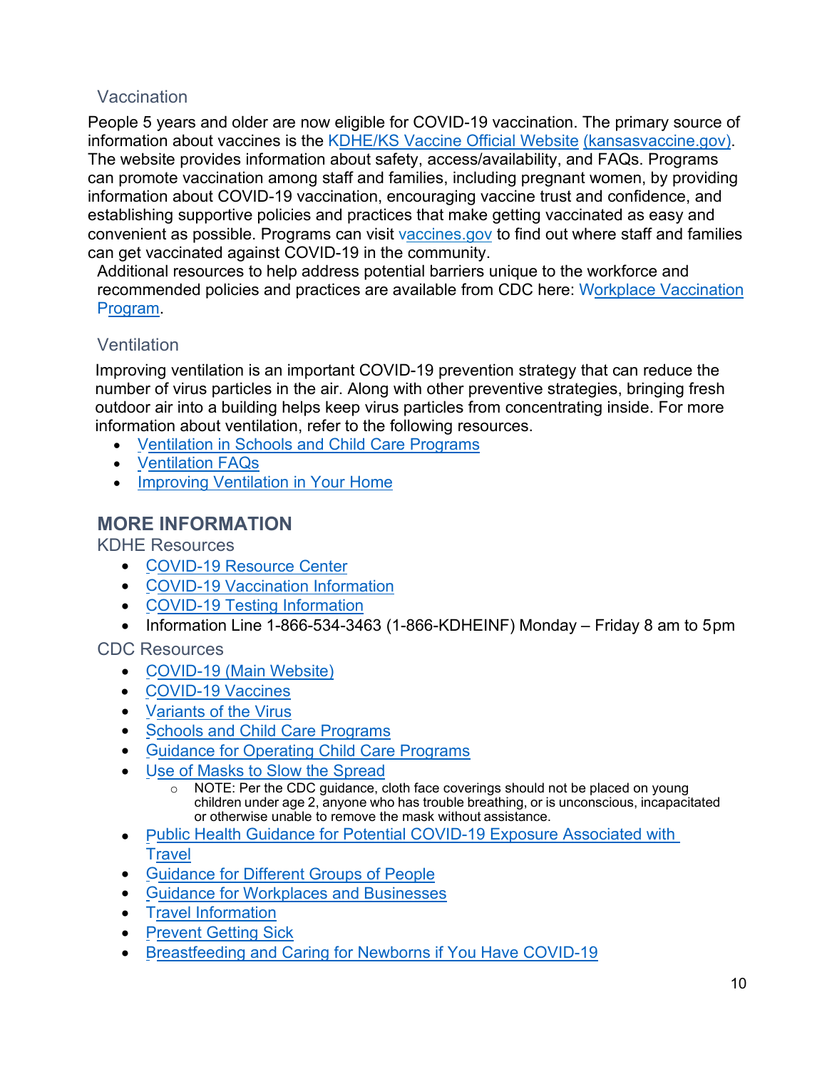### Vaccination

People 5 years and older are now eligible for COVID-19 vaccination. The primary source of information about vaccines is the KDHE/KS Vaccine Official Website (kansasvaccine.gov). The website provides information about safety, access/availability, and FAQs. Programs can promote vaccination among staff and families, including pregnant women, by providing information about COVID-19 vaccination, encouraging vaccine trust and confidence, and establishing supportive policies and practices that make getting vaccinated as easy and convenient as possible. Programs can visit vaccines.gov to find out where staff and families can get vaccinated against COVID-19 in the community.

Additional resources to help address potential barriers unique to the workforce and recommended policies and practices are available from CDC here: Workplace Vaccination Program.

### Ventilation

Improving ventilation is an important COVID-19 prevention strategy that can reduce the number of virus particles in the air. Along with other preventive strategies, bringing fresh outdoor air into a building helps keep virus particles from concentrating inside. For more information about ventilation, refer to the following resources.

- Ventilation in Schools and Child Care Programs
- Ventilation FAQs
- Improving Ventilation in Your Home

## MORE INFORMATION

### KDHE Resources

- COVID-19 Resource Center
- COVID-19 Vaccination Information
- COVID-19 Testing Information
- Information Line 1-866-534-3463 (1-866-KDHEINF) Monday – Friday 8 am to 5pm

### CDC Resources

- COVID-19 (Main Website)
- COVID-19 Vaccines
- Variants of the Virus
- Schools and Child Care Programs
- Guidance for Operating Child Care Programs
- Use of Masks to Slow the Spread
  - NOTE: Per the CDC guidance, cloth face coverings should not be placed on young children under age 2, anyone who has trouble breathing, or is unconscious, incapacitated or otherwise unable to remove the mask without assistance.
- Public Health Guidance for Potential COVID-19 Exposure Associated with Travel
- Guidance for Different Groups of People
- Guidance for Workplaces and Businesses
- Travel Information
- Prevent Getting Sick
- Breastfeeding and Caring for Newborns if You Have COVID-19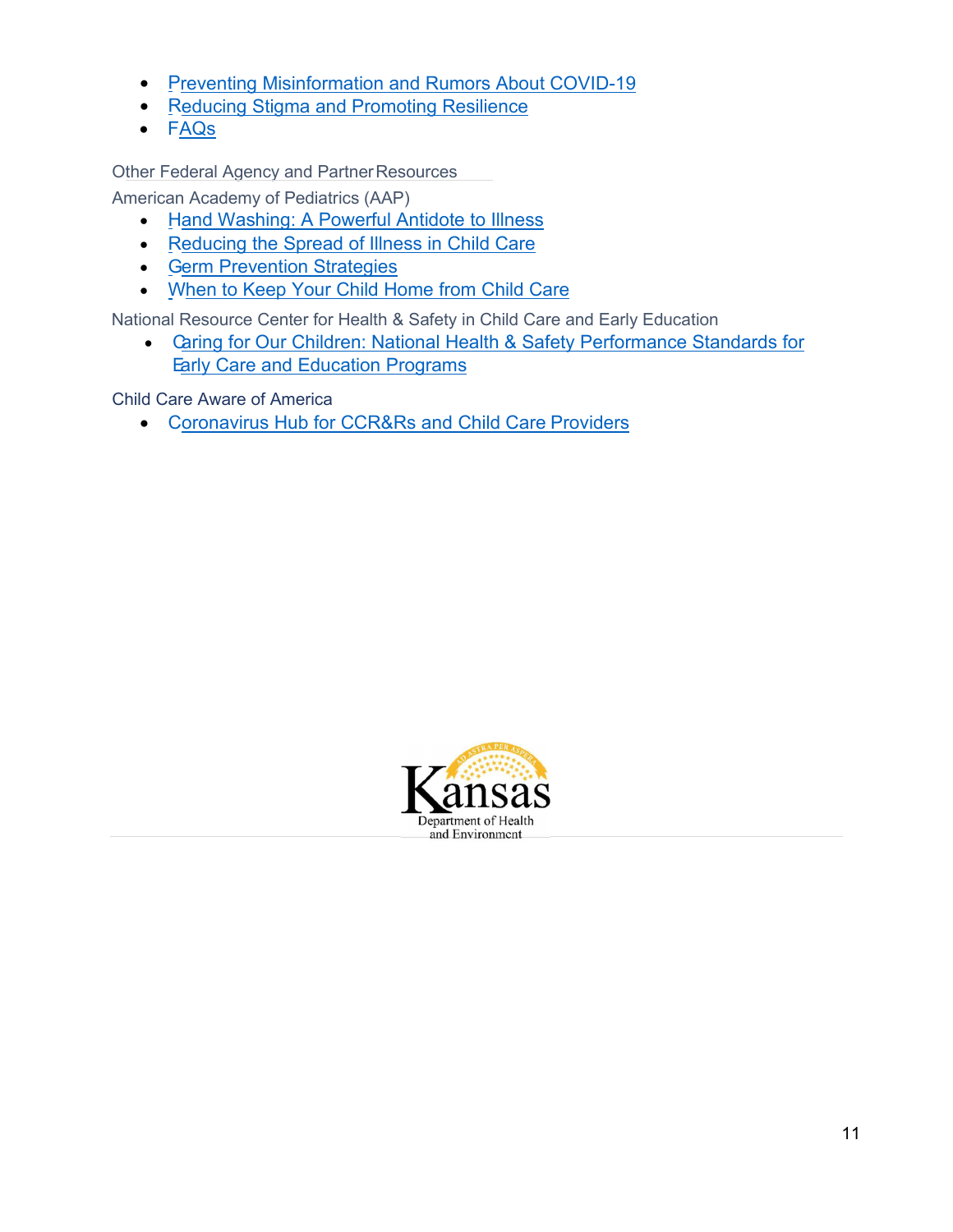- Preventing Misinformation and Rumors About COVID-19
- Reducing Stigma and Promoting Resilience
- FAQs

Other Federal Agency and Partner Resources

American Academy of Pediatrics (AAP)

- Hand Washing: A Powerful Antidote to Illness
- Reducing the Spread of Illness in Child Care
- Germ Prevention Strategies
- When to Keep Your Child Home from Child Care

National Resource Center for Health & Safety in Child Care and Early Education

- Caring for Our Children: National Health & Safety Performance Standards for Early Care and Education Programs

Child Care Aware of America

- Coronavirus Hub for CCR&Rs and Child Care Providers

Kansas Department of Health and Environment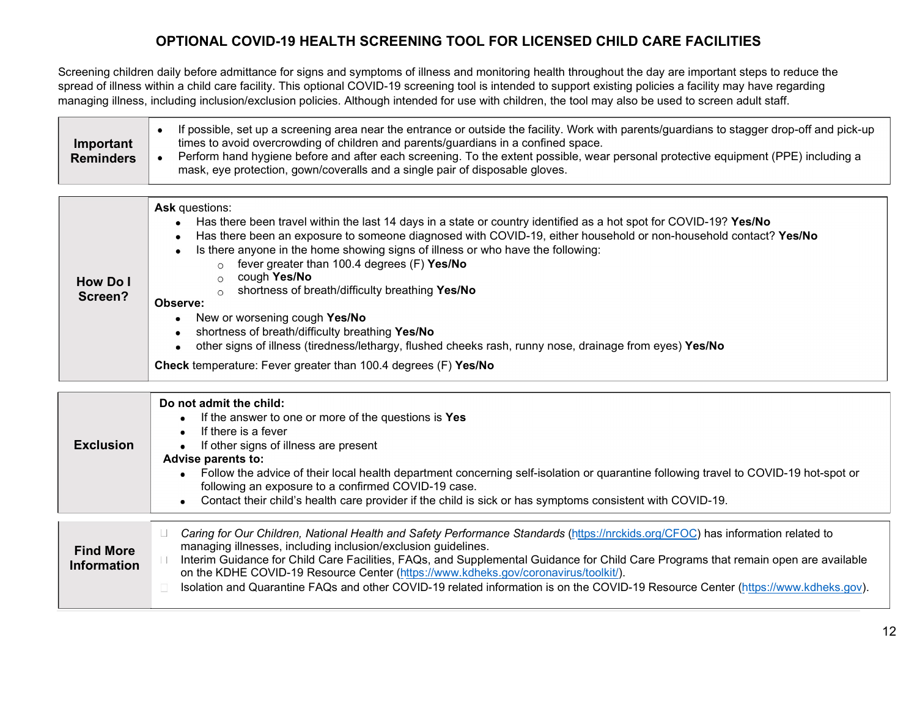# OPTIONAL COVID-19 HEALTH SCREENING TOOL FOR LICENSED CHILD CARE FACILITIES

Screening children daily before admittance for signs and symptoms of illness and monitoring health throughout the day are important steps to reduce the spread of illness within a child care facility. This optional COVID-19 screening tool is intended to support existing policies a facility may have regarding managing illness, including inclusion/exclusion policies. Although intended for use with children, the tool may also be used to screen adult staff.

| | |
|---|---|
| **Important Reminders** | • If possible, set up a screening area near the entrance or outside the facility. Work with parents/guardians to stagger drop-off and pick-up times to avoid overcrowding of children and parents/guardians in a confined space.<br>• Perform hand hygiene before and after each screening. To the extent possible, wear personal protective equipment (PPE) including a mask, eye protection, gown/coveralls and a single pair of disposable gloves. |
| **How Do I Screen?** | **Ask** questions:<br>• Has there been travel within the last 14 days in a state or country identified as a hot spot for COVID-19? **Yes/No**<br>• Has there been an exposure to someone diagnosed with COVID-19, either household or non-household contact? **Yes/No**<br>• Is there anyone in the home showing signs of illness or who have the following:<br>&nbsp;&nbsp;&nbsp;&nbsp;○ fever greater than 100.4 degrees (F) **Yes/No**<br>&nbsp;&nbsp;&nbsp;&nbsp;○ cough **Yes/No**<br>&nbsp;&nbsp;&nbsp;&nbsp;○ shortness of breath/difficulty breathing **Yes/No**<br>**Observe:**<br>• New or worsening cough **Yes/No**<br>• shortness of breath/difficulty breathing **Yes/No**<br>• other signs of illness (tiredness/lethargy, flushed cheeks rash, runny nose, drainage from eyes) **Yes/No**<br>**Check** temperature: Fever greater than 100.4 degrees (F) **Yes/No** |
| **Exclusion** | **Do not admit the child:**<br>• If the answer to one or more of the questions is **Yes**<br>• If there is a fever<br>• If other signs of illness are present<br>**Advise parents to:**<br>• Follow the advice of their local health department concerning self-isolation or quarantine following travel to COVID-19 hot-spot or following an exposure to a confirmed COVID-19 case.<br>• Contact their child's health care provider if the child is sick or has symptoms consistent with COVID-19. |
| **Find More Information** | • *Caring for Our Children, National Health and Safety Performance Standards* (https://nrckids.org/CFOC) has information related to managing illnesses, including inclusion/exclusion guidelines.<br>• Interim Guidance for Child Care Facilities, FAQs, and Supplemental Guidance for Child Care Programs that remain open are available on the KDHE COVID-19 Resource Center (https://www.kdheks.gov/coronavirus/toolkit/).<br>• Isolation and Quarantine FAQs and other COVID-19 related information is on the COVID-19 Resource Center (https://www.kdheks.gov). |